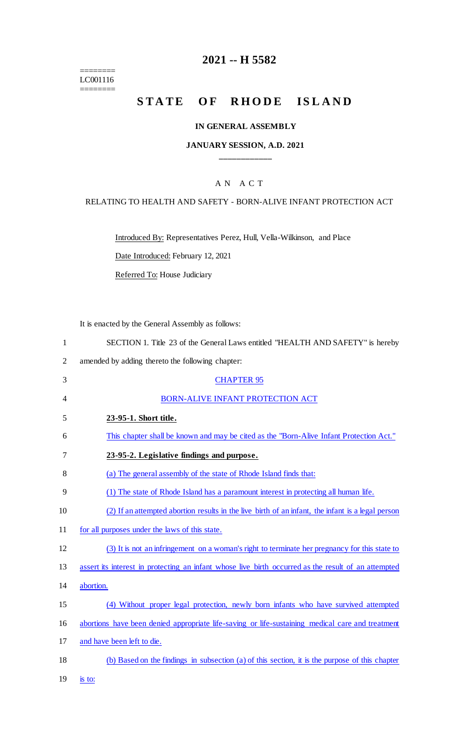# 2021 -- H 5582

========
LC001116
========

# STATE OF RHODE ISLAND

## IN GENERAL ASSEMBLY

## JANUARY SESSION, A.D. 2021

____________

## A N A C T

RELATING TO HEALTH AND SAFETY - BORN-ALIVE INFANT PROTECTION ACT

Introduced By: Representatives Perez, Hull, Vella-Wilkinson, and Place

Date Introduced: February 12, 2021

Referred To: House Judiciary

It is enacted by the General Assembly as follows:

SECTION 1. Title 23 of the General Laws entitled "HEALTH AND SAFETY" is hereby amended by adding thereto the following chapter:

CHAPTER 95

BORN-ALIVE INFANT PROTECTION ACT

**23-95-1. Short title.**

This chapter shall be known and may be cited as the "Born-Alive Infant Protection Act."

**23-95-2. Legislative findings and purpose.**

(a) The general assembly of the state of Rhode Island finds that:

(1) The state of Rhode Island has a paramount interest in protecting all human life.

(2) If an attempted abortion results in the live birth of an infant, the infant is a legal person for all purposes under the laws of this state.

(3) It is not an infringement on a woman's right to terminate her pregnancy for this state to assert its interest in protecting an infant whose live birth occurred as the result of an attempted abortion.

(4) Without proper legal protection, newly born infants who have survived attempted abortions have been denied appropriate life-saving or life-sustaining medical care and treatment and have been left to die.

(b) Based on the findings in subsection (a) of this section, it is the purpose of this chapter is to: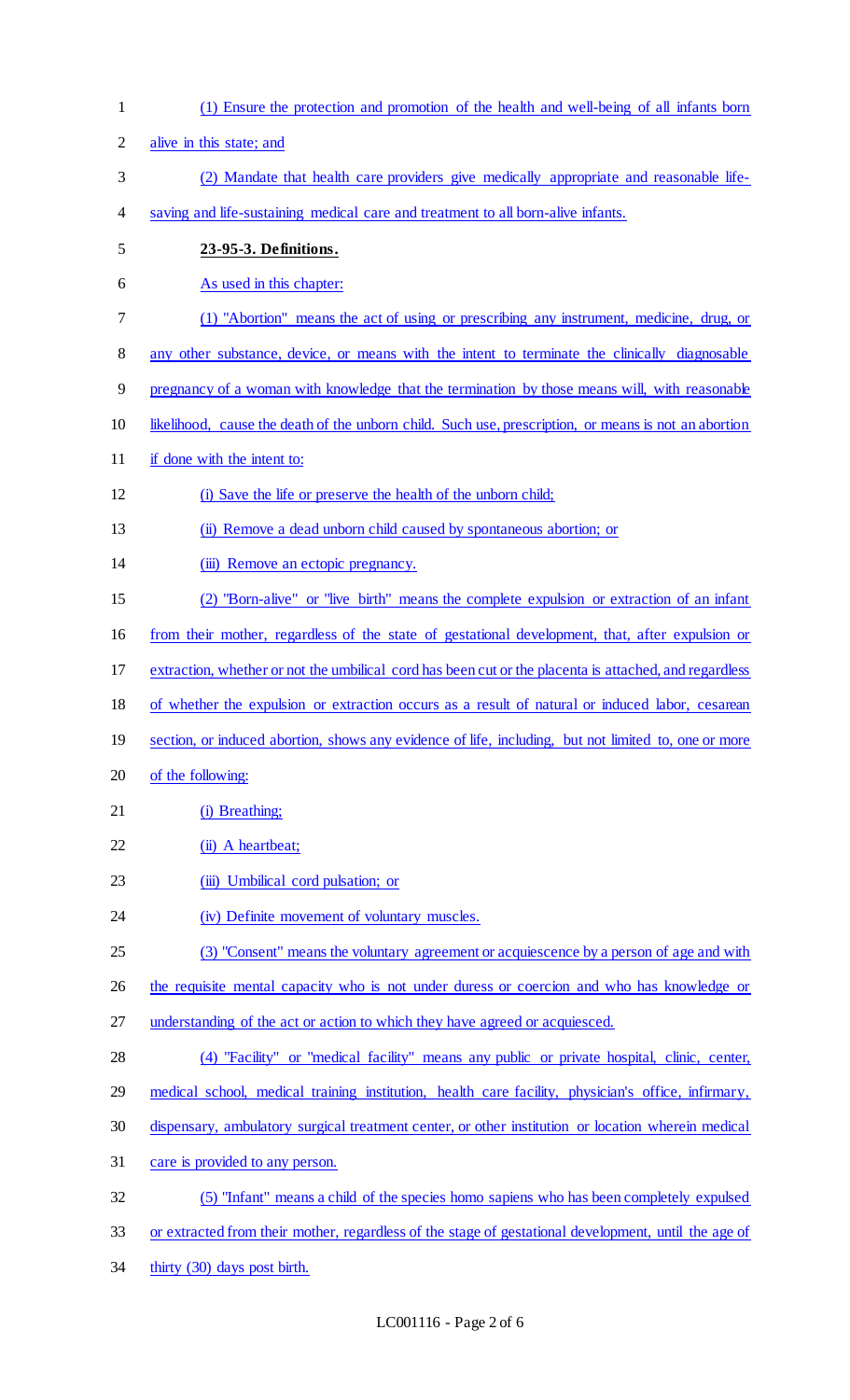(1) Ensure the protection and promotion of the health and well-being of all infants born alive in this state; and

(2) Mandate that health care providers give medically appropriate and reasonable life-saving and life-sustaining medical care and treatment to all born-alive infants.

**23-95-3. Definitions.**

As used in this chapter:

(1) "Abortion" means the act of using or prescribing any instrument, medicine, drug, or any other substance, device, or means with the intent to terminate the clinically diagnosable pregnancy of a woman with knowledge that the termination by those means will, with reasonable likelihood, cause the death of the unborn child. Such use, prescription, or means is not an abortion if done with the intent to:

(i) Save the life or preserve the health of the unborn child;

(ii) Remove a dead unborn child caused by spontaneous abortion; or

(iii) Remove an ectopic pregnancy.

(2) "Born-alive" or "live birth" means the complete expulsion or extraction of an infant from their mother, regardless of the state of gestational development, that, after expulsion or extraction, whether or not the umbilical cord has been cut or the placenta is attached, and regardless of whether the expulsion or extraction occurs as a result of natural or induced labor, cesarean section, or induced abortion, shows any evidence of life, including, but not limited to, one or more of the following:

(i) Breathing;

(ii) A heartbeat;

(iii) Umbilical cord pulsation; or

(iv) Definite movement of voluntary muscles.

(3) "Consent" means the voluntary agreement or acquiescence by a person of age and with the requisite mental capacity who is not under duress or coercion and who has knowledge or understanding of the act or action to which they have agreed or acquiesced.

(4) "Facility" or "medical facility" means any public or private hospital, clinic, center, medical school, medical training institution, health care facility, physician's office, infirmary, dispensary, ambulatory surgical treatment center, or other institution or location wherein medical care is provided to any person.

(5) "Infant" means a child of the species homo sapiens who has been completely expulsed or extracted from their mother, regardless of the stage of gestational development, until the age of thirty (30) days post birth.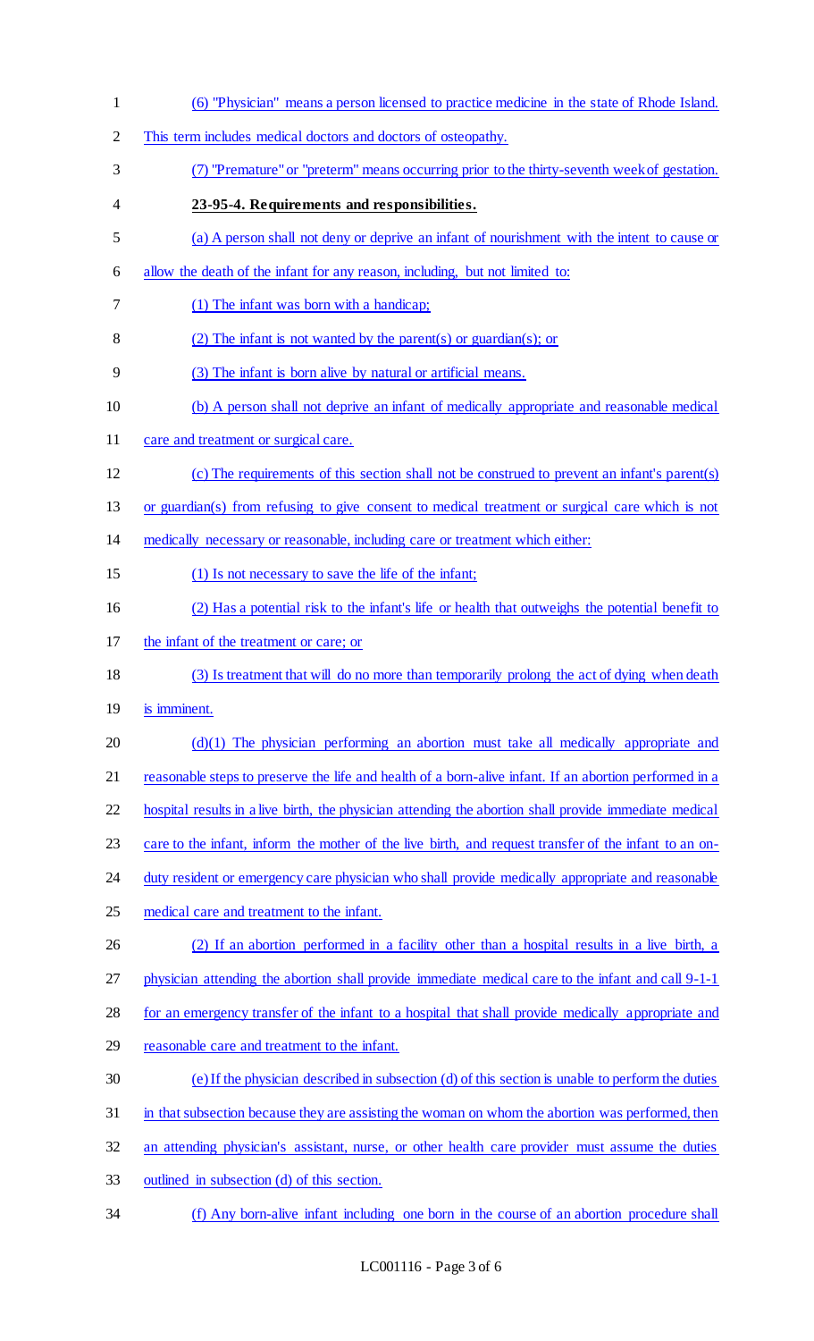(6) "Physician" means a person licensed to practice medicine in the state of Rhode Island. This term includes medical doctors and doctors of osteopathy.

(7) "Premature" or "preterm" means occurring prior to the thirty-seventh week of gestation.

**23-95-4. Requirements and responsibilities.**

(a) A person shall not deny or deprive an infant of nourishment with the intent to cause or allow the death of the infant for any reason, including, but not limited to:

(1) The infant was born with a handicap;

(2) The infant is not wanted by the parent(s) or guardian(s); or

(3) The infant is born alive by natural or artificial means.

(b) A person shall not deprive an infant of medically appropriate and reasonable medical care and treatment or surgical care.

(c) The requirements of this section shall not be construed to prevent an infant's parent(s) or guardian(s) from refusing to give consent to medical treatment or surgical care which is not medically necessary or reasonable, including care or treatment which either:

(1) Is not necessary to save the life of the infant;

(2) Has a potential risk to the infant's life or health that outweighs the potential benefit to the infant of the treatment or care; or

(3) Is treatment that will do no more than temporarily prolong the act of dying when death is imminent.

(d)(1) The physician performing an abortion must take all medically appropriate and reasonable steps to preserve the life and health of a born-alive infant. If an abortion performed in a hospital results in a live birth, the physician attending the abortion shall provide immediate medical care to the infant, inform the mother of the live birth, and request transfer of the infant to an on-duty resident or emergency care physician who shall provide medically appropriate and reasonable medical care and treatment to the infant.

(2) If an abortion performed in a facility other than a hospital results in a live birth, a physician attending the abortion shall provide immediate medical care to the infant and call 9-1-1 for an emergency transfer of the infant to a hospital that shall provide medically appropriate and reasonable care and treatment to the infant.

(e) If the physician described in subsection (d) of this section is unable to perform the duties in that subsection because they are assisting the woman on whom the abortion was performed, then an attending physician's assistant, nurse, or other health care provider must assume the duties outlined in subsection (d) of this section.

(f) Any born-alive infant including one born in the course of an abortion procedure shall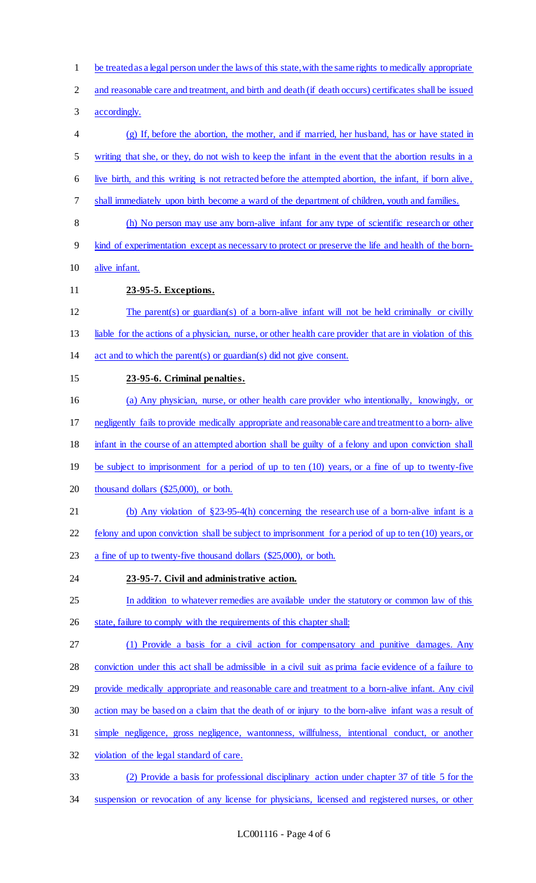be treated as a legal person under the laws of this state, with the same rights to medically appropriate and reasonable care and treatment, and birth and death (if death occurs) certificates shall be issued accordingly.

(g) If, before the abortion, the mother, and if married, her husband, has or have stated in writing that she, or they, do not wish to keep the infant in the event that the abortion results in a live birth, and this writing is not retracted before the attempted abortion, the infant, if born alive, shall immediately upon birth become a ward of the department of children, youth and families.

(h) No person may use any born-alive infant for any type of scientific research or other kind of experimentation except as necessary to protect or preserve the life and health of the born-alive infant.

**23-95-5. Exceptions.**

The parent(s) or guardian(s) of a born-alive infant will not be held criminally or civilly liable for the actions of a physician, nurse, or other health care provider that are in violation of this act and to which the parent(s) or guardian(s) did not give consent.

**23-95-6. Criminal penalties.**

(a) Any physician, nurse, or other health care provider who intentionally, knowingly, or negligently fails to provide medically appropriate and reasonable care and treatment to a born- alive infant in the course of an attempted abortion shall be guilty of a felony and upon conviction shall be subject to imprisonment for a period of up to ten (10) years, or a fine of up to twenty-five thousand dollars ($25,000), or both.

(b) Any violation of §23-95-4(h) concerning the research use of a born-alive infant is a felony and upon conviction shall be subject to imprisonment for a period of up to ten (10) years, or a fine of up to twenty-five thousand dollars ($25,000), or both.

**23-95-7. Civil and administrative action.**

In addition to whatever remedies are available under the statutory or common law of this state, failure to comply with the requirements of this chapter shall:

(1) Provide a basis for a civil action for compensatory and punitive damages. Any conviction under this act shall be admissible in a civil suit as prima facie evidence of a failure to provide medically appropriate and reasonable care and treatment to a born-alive infant. Any civil action may be based on a claim that the death of or injury to the born-alive infant was a result of simple negligence, gross negligence, wantonness, willfulness, intentional conduct, or another violation of the legal standard of care.

(2) Provide a basis for professional disciplinary action under chapter 37 of title 5 for the suspension or revocation of any license for physicians, licensed and registered nurses, or other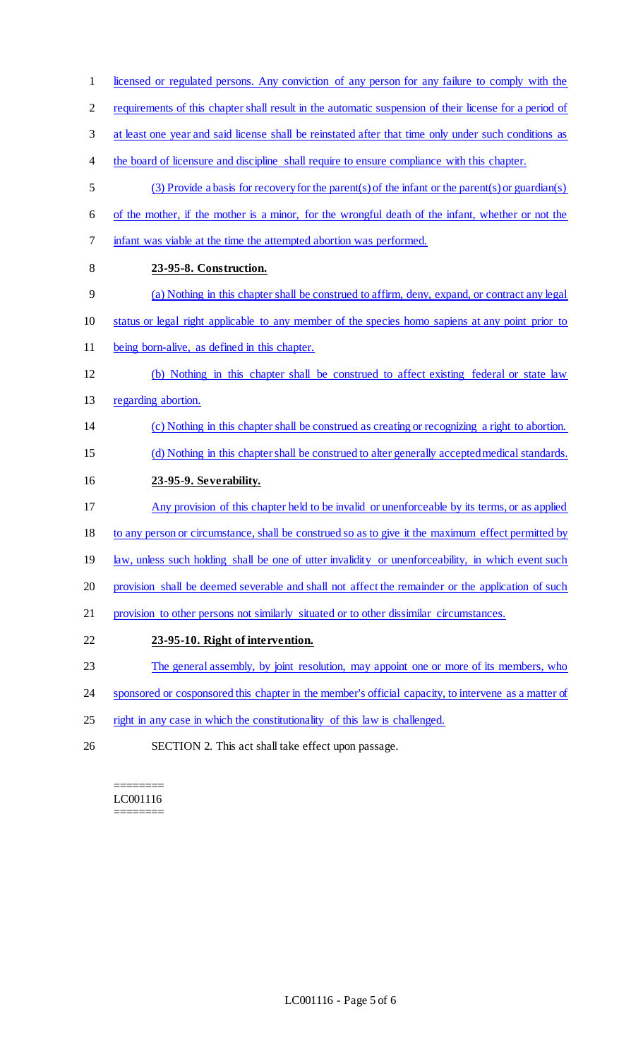licensed or regulated persons. Any conviction of any person for any failure to comply with the requirements of this chapter shall result in the automatic suspension of their license for a period of at least one year and said license shall be reinstated after that time only under such conditions as the board of licensure and discipline shall require to ensure compliance with this chapter.

(3) Provide a basis for recovery for the parent(s) of the infant or the parent(s) or guardian(s) of the mother, if the mother is a minor, for the wrongful death of the infant, whether or not the infant was viable at the time the attempted abortion was performed.

**23-95-8. Construction.**

(a) Nothing in this chapter shall be construed to affirm, deny, expand, or contract any legal status or legal right applicable to any member of the species homo sapiens at any point prior to being born-alive, as defined in this chapter.

(b) Nothing in this chapter shall be construed to affect existing federal or state law regarding abortion.

(c) Nothing in this chapter shall be construed as creating or recognizing a right to abortion.

(d) Nothing in this chapter shall be construed to alter generally accepted medical standards.

**23-95-9. Severability.**

Any provision of this chapter held to be invalid or unenforceable by its terms, or as applied to any person or circumstance, shall be construed so as to give it the maximum effect permitted by law, unless such holding shall be one of utter invalidity or unenforceability, in which event such provision shall be deemed severable and shall not affect the remainder or the application of such provision to other persons not similarly situated or to other dissimilar circumstances.

**23-95-10. Right of intervention.**

The general assembly, by joint resolution, may appoint one or more of its members, who sponsored or cosponsored this chapter in the member's official capacity, to intervene as a matter of right in any case in which the constitutionality of this law is challenged.

SECTION 2. This act shall take effect upon passage.

========
LC001116
========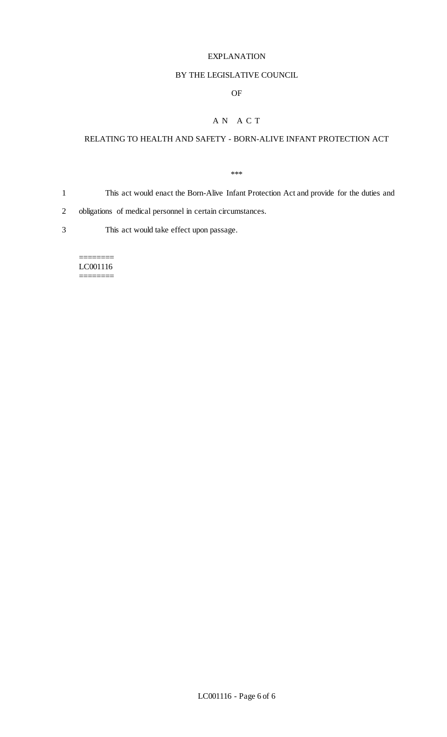EXPLANATION

BY THE LEGISLATIVE COUNCIL

OF

A N A C T

RELATING TO HEALTH AND SAFETY - BORN-ALIVE INFANT PROTECTION ACT

\*\*\*

1 This act would enact the Born-Alive Infant Protection Act and provide for the duties and

2 obligations of medical personnel in certain circumstances.

3 This act would take effect upon passage.

========
LC001116
========